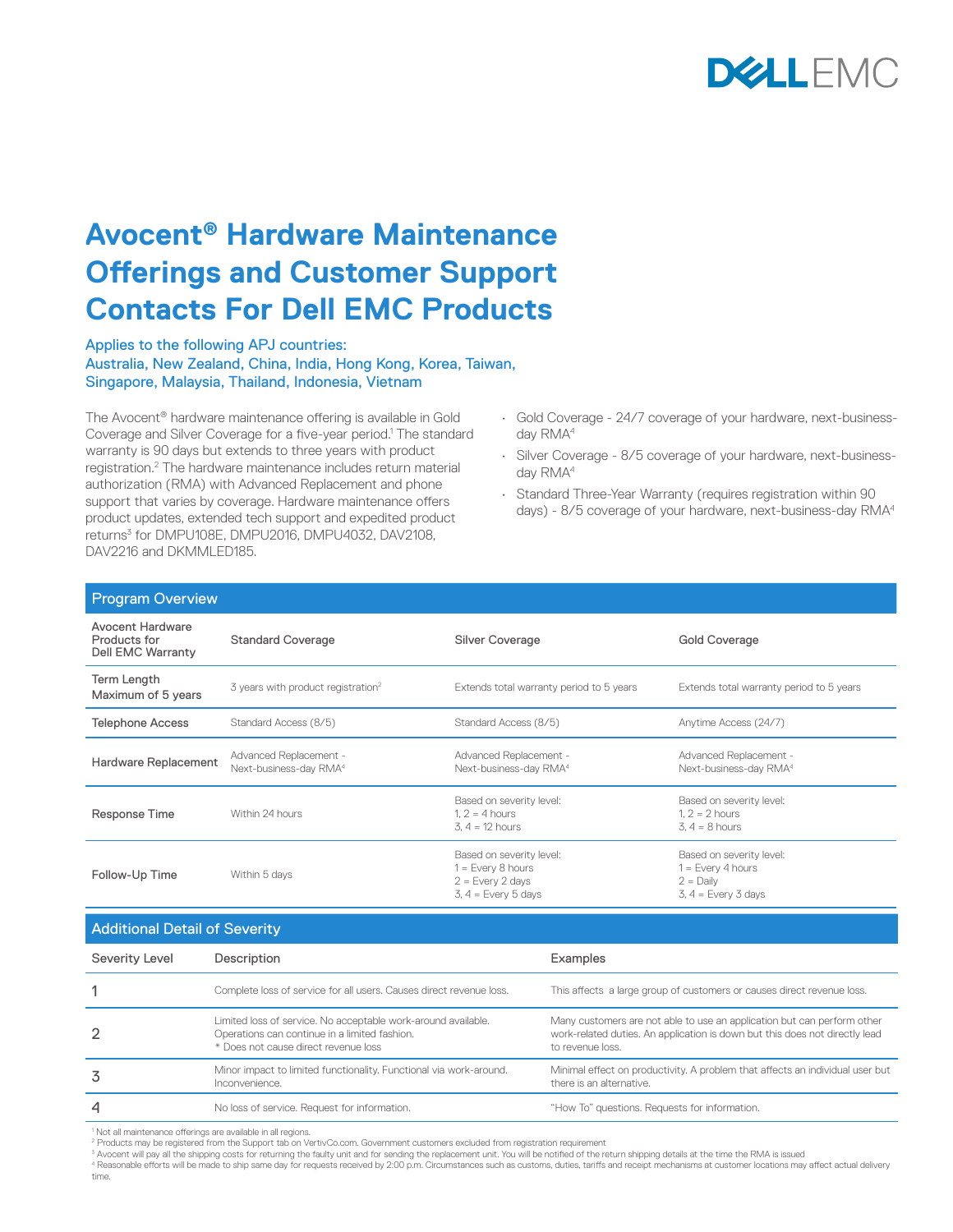# Avocent® Hardware Maintenance Offerings and Customer Support Contacts For Dell EMC Products

**Applies to the following APJ countries:**
**Australia, New Zealand, China, India, Hong Kong, Korea, Taiwan, Singapore, Malaysia, Thailand, Indonesia, Vietnam**

The Avocent® hardware maintenance offering is available in Gold Coverage and Silver Coverage for a five-year period.[1] The standard warranty is 90 days but extends to three years with product registration.[2] The hardware maintenance includes return material authorization (RMA) with Advanced Replacement and phone support that varies by coverage. Hardware maintenance offers product updates, extended tech support and expedited product returns[3] for DMPU108E, DMPU2016, DMPU4032, DAV2108, DAV2216 and DKMMLED185.

- Gold Coverage - 24/7 coverage of your hardware, next-business-day RMA[4]
- Silver Coverage - 8/5 coverage of your hardware, next-business-day RMA[4]
- Standard Three-Year Warranty (requires registration within 90 days) - 8/5 coverage of your hardware, next-business-day RMA[4]

## Program Overview

| Avocent Hardware Products for Dell EMC Warranty | Standard Coverage | Silver Coverage | Gold Coverage |
|---|---|---|---|
| Term Length Maximum of 5 years | 3 years with product registration[2] | Extends total warranty period to 5 years | Extends total warranty period to 5 years |
| Telephone Access | Standard Access (8/5) | Standard Access (8/5) | Anytime Access (24/7) |
| Hardware Replacement | Advanced Replacement - Next-business-day RMA[4] | Advanced Replacement - Next-business-day RMA[4] | Advanced Replacement - Next-business-day RMA[4] |
| Response Time | Within 24 hours | Based on severity level: 1, 2 = 4 hours 3, 4 = 12 hours | Based on severity level: 1, 2 = 2 hours 3, 4 = 8 hours |
| Follow-Up Time | Within 5 days | Based on severity level: 1 = Every 8 hours 2 = Every 2 days 3, 4 = Every 5 days | Based on severity level: 1 = Every 4 hours 2 = Daily 3, 4 = Every 3 days |

## Additional Detail of Severity

| Severity Level | Description | Examples |
|---|---|---|
| 1 | Complete loss of service for all users. Causes direct revenue loss. | This affects a large group of customers or causes direct revenue loss. |
| 2 | Limited loss of service. No acceptable work-around available. Operations can continue in a limited fashion. * Does not cause direct revenue loss | Many customers are not able to use an application but can perform other work-related duties. An application is down but this does not directly lead to revenue loss. |
| 3 | Minor impact to limited functionality. Functional via work-around. Inconvenience. | Minimal effect on productivity. A problem that affects an individual user but there is an alternative. |
| 4 | No loss of service. Request for information. | "How To" questions. Requests for information. |

[1] Not all maintenance offerings are available in all regions.
[2] Products may be registered from the Support tab on VertivCo.com. Government customers excluded from registration requirement
[3] Avocent will pay all the shipping costs for returning the faulty unit and for sending the replacement unit. You will be notified of the return shipping details at the time the RMA is issued
[4] Reasonable efforts will be made to ship same day for requests received by 2:00 p.m. Circumstances such as customs, duties, tariffs and receipt mechanisms at customer locations may affect actual delivery time.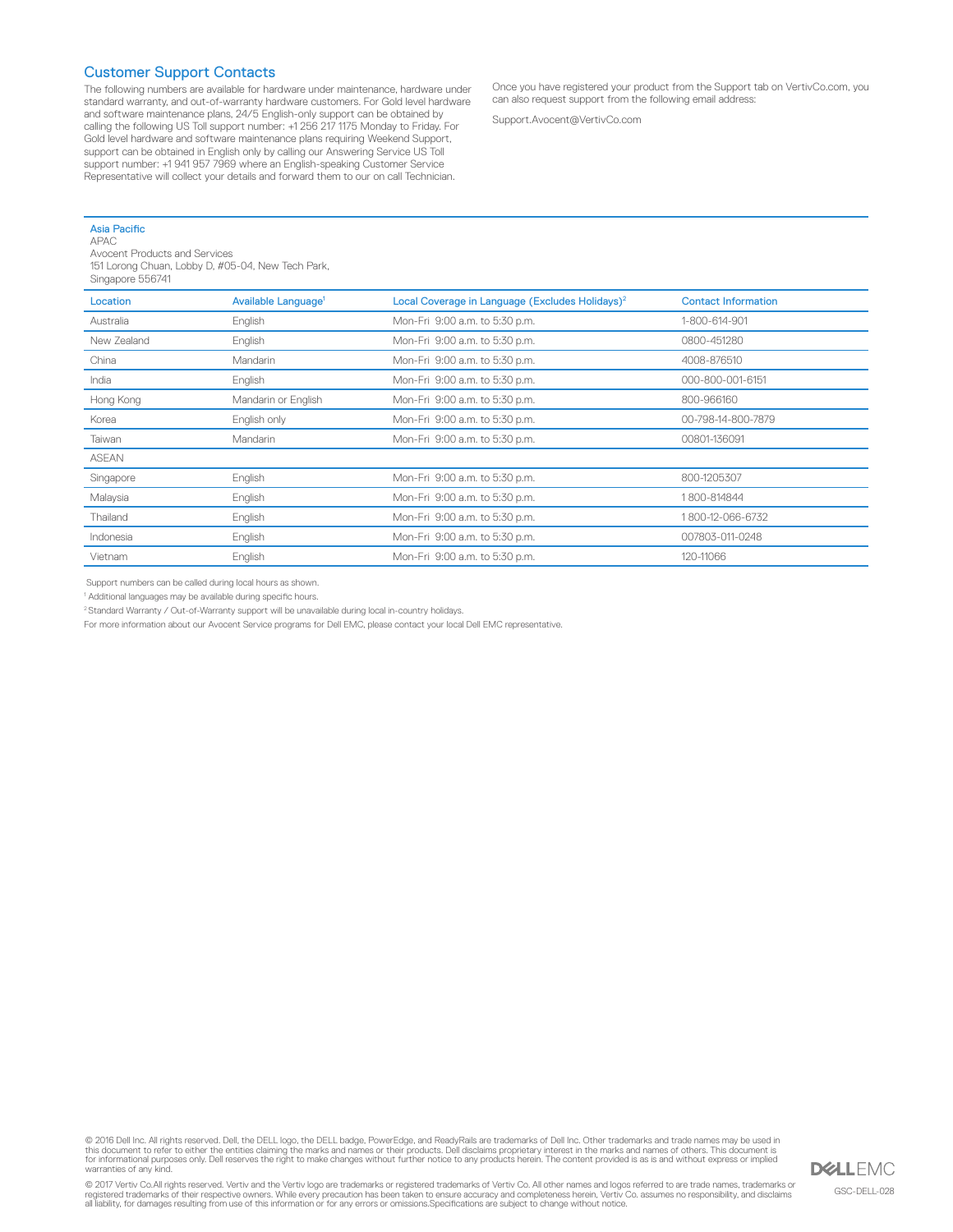## Customer Support Contacts

The following numbers are available for hardware under maintenance, hardware under standard warranty, and out-of-warranty hardware customers. For Gold level hardware and software maintenance plans, 24/5 English-only support can be obtained by calling the following US Toll support number: +1 256 217 1175 Monday to Friday. For Gold level hardware and software maintenance plans requiring Weekend Support, support can be obtained in English only by calling our Answering Service US Toll support number: +1 941 957 7969 where an English-speaking Customer Service Representative will collect your details and forward them to our on call Technician.

Once you have registered your product from the Support tab on VertivCo.com, you can also request support from the following email address:

Support.Avocent@VertivCo.com

**Asia Pacific**
APAC
Avocent Products and Services
151 Lorong Chuan, Lobby D, #05-04, New Tech Park,
Singapore 556741

| Location | Available Language[1] | Local Coverage in Language (Excludes Holidays)[2] | Contact Information |
|---|---|---|---|
| Australia | English | Mon-Fri 9:00 a.m. to 5:30 p.m. | 1-800-614-901 |
| New Zealand | English | Mon-Fri 9:00 a.m. to 5:30 p.m. | 0800-451280 |
| China | Mandarin | Mon-Fri 9:00 a.m. to 5:30 p.m. | 4008-876510 |
| India | English | Mon-Fri 9:00 a.m. to 5:30 p.m. | 000-800-001-6151 |
| Hong Kong | Mandarin or English | Mon-Fri 9:00 a.m. to 5:30 p.m. | 800-966160 |
| Korea | English only | Mon-Fri 9:00 a.m. to 5:30 p.m. | 00-798-14-800-7879 |
| Taiwan | Mandarin | Mon-Fri 9:00 a.m. to 5:30 p.m. | 00801-136091 |
| ASEAN | | | |
| Singapore | English | Mon-Fri 9:00 a.m. to 5:30 p.m. | 800-1205307 |
| Malaysia | English | Mon-Fri 9:00 a.m. to 5:30 p.m. | 1 800-814844 |
| Thailand | English | Mon-Fri 9:00 a.m. to 5:30 p.m. | 1 800-12-066-6732 |
| Indonesia | English | Mon-Fri 9:00 a.m. to 5:30 p.m. | 007803-011-0248 |
| Vietnam | English | Mon-Fri 9:00 a.m. to 5:30 p.m. | 120-11066 |

Support numbers can be called during local hours as shown.

[1] Additional languages may be available during specific hours.

[2] Standard Warranty / Out-of-Warranty support will be unavailable during local in-country holidays.

For more information about our Avocent Service programs for Dell EMC, please contact your local Dell EMC representative.

© 2016 Dell Inc. All rights reserved. Dell, the DELL logo, the DELL badge, PowerEdge, and ReadyRails are trademarks of Dell Inc. Other trademarks and trade names may be used in this document to refer to either the entities claiming the marks and names or their products. Dell disclaims proprietary interest in the marks and names of others. This document is for informational purposes only. Dell reserves the right to make changes without further notice to any products herein. The content provided is as is and without express or implied warranties of any kind.

© 2017 Vertiv Co.All rights reserved. Vertiv and the Vertiv logo are trademarks or registered trademarks of Vertiv Co. All other names and logos referred to are trade names, trademarks or registered trademarks of their respective owners. While every precaution has been taken to ensure accuracy and completeness herein, Vertiv Co. assumes no responsibility, and disclaims all liability, for damages resulting from use of this information or for any errors or omissions.Specifications are subject to change without notice.

DELL EMC

GSC-DELL-028